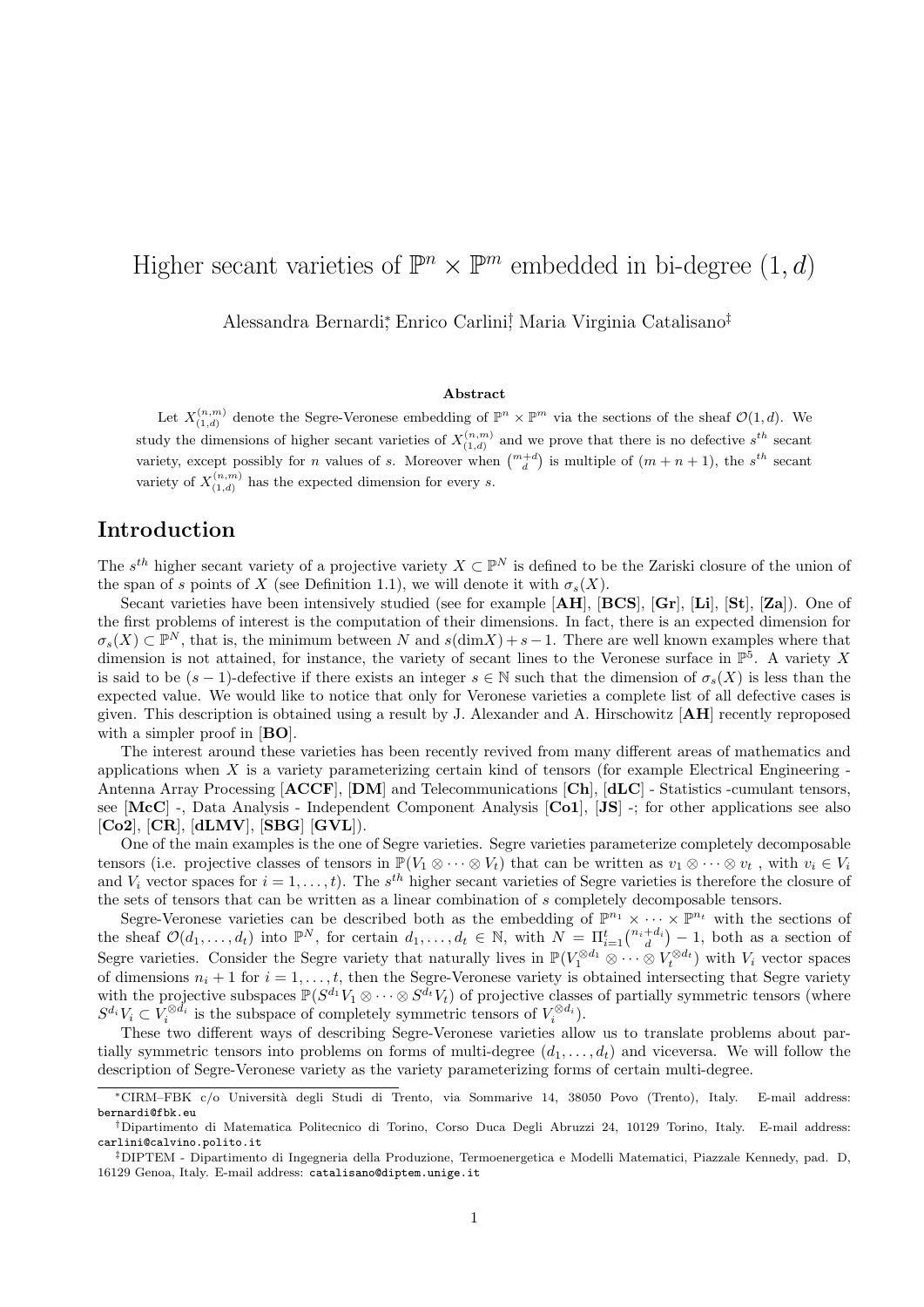# Higher secant varieties of $\mathbb{P}^n \times \mathbb{P}^m$ embedded in bi-degree $(1, d)$

Alessandra Bernardi[*], Enrico Carlini[†], Maria Virginia Catalisano[‡]

### Abstract

Let $X^{(n,m)}_{(1,d)}$ denote the Segre-Veronese embedding of $\mathbb{P}^n \times \mathbb{P}^m$ via the sections of the sheaf $\mathcal{O}(1, d)$. We study the dimensions of higher secant varieties of $X^{(n,m)}_{(1,d)}$ and we prove that there is no defective $s^{th}$ secant variety, except possibly for $n$ values of $s$. Moreover when $\binom{m+d}{d}$ is multiple of $(m + n + 1)$, the $s^{th}$ secant variety of $X^{(n,m)}_{(1,d)}$ has the expected dimension for every $s$.

## Introduction

The $s^{th}$ higher secant variety of a projective variety $X \subset \mathbb{P}^N$ is defined to be the Zariski closure of the union of the span of $s$ points of $X$ (see Definition 1.1), we will denote it with $\sigma_s(X)$.

Secant varieties have been intensively studied (see for example [**AH**], [**BCS**], [**Gr**], [**Li**], [**St**], [**Za**]). One of the first problems of interest is the computation of their dimensions. In fact, there is an expected dimension for $\sigma_s(X) \subset \mathbb{P}^N$, that is, the minimum between $N$ and $s(\dim X) + s - 1$. There are well known examples where that dimension is not attained, for instance, the variety of secant lines to the Veronese surface in $\mathbb{P}^5$. A variety $X$ is said to be $(s-1)$-defective if there exists an integer $s \in \mathbb{N}$ such that the dimension of $\sigma_s(X)$ is less than the expected value. We would like to notice that only for Veronese varieties a complete list of all defective cases is given. This description is obtained using a result by J. Alexander and A. Hirschowitz [**AH**] recently reproposed with a simpler proof in [**BO**].

The interest around these varieties has been recently revived from many different areas of mathematics and applications when $X$ is a variety parameterizing certain kind of tensors (for example Electrical Engineering - Antenna Array Processing [**ACCF**], [**DM**] and Telecommunications [**Ch**], [**dLC**] - Statistics -cumulant tensors, see [**McC**] -, Data Analysis - Independent Component Analysis [**Co1**], [**JS**] -; for other applications see also [**Co2**], [**CR**], [**dLMV**], [**SBG**] [**GVL**]).

One of the main examples is the one of Segre varieties. Segre varieties parameterize completely decomposable tensors (i.e. projective classes of tensors in $\mathbb{P}(V_1 \otimes \cdots \otimes V_t)$ that can be written as $v_1 \otimes \cdots \otimes v_t$ , with $v_i \in V_i$ and $V_i$ vector spaces for $i = 1, \ldots, t$). The $s^{th}$ higher secant varieties of Segre varieties is therefore the closure of the sets of tensors that can be written as a linear combination of $s$ completely decomposable tensors.

Segre-Veronese varieties can be described both as the embedding of $\mathbb{P}^{n_1} \times \cdots \times \mathbb{P}^{n_t}$ with the sections of the sheaf $\mathcal{O}(d_1, \ldots, d_t)$ into $\mathbb{P}^N$, for certain $d_1, \ldots, d_t \in \mathbb{N}$, with $N = \Pi^t_{i=1}\binom{n_i+d_i}{d} - 1$, both as a section of Segre varieties. Consider the Segre variety that naturally lives in $\mathbb{P}(V_1^{\otimes d_1} \otimes \cdots \otimes V_t^{\otimes d_t})$ with $V_i$ vector spaces of dimensions $n_i + 1$ for $i = 1, \ldots, t$, then the Segre-Veronese variety is obtained intersecting that Segre variety with the projective subspaces $\mathbb{P}(S^{d_1}V_1 \otimes \cdots \otimes S^{d_t}V_t)$ of projective classes of partially symmetric tensors (where $S^{d_i}V_i \subset V_i^{\otimes d_i}$ is the subspace of completely symmetric tensors of $V_i^{\otimes d_i}$).

These two different ways of describing Segre-Veronese varieties allow us to translate problems about partially symmetric tensors into problems on forms of multi-degree $(d_1, \ldots, d_t)$ and viceversa. We will follow the description of Segre-Veronese variety as the variety parameterizing forms of certain multi-degree.

---

[*] CIRM–FBK c/o Università degli Studi di Trento, via Sommarive 14, 38050 Povo (Trento), Italy. E-mail address: bernardi@fbk.eu

[†] Dipartimento di Matematica Politecnico di Torino, Corso Duca Degli Abruzzi 24, 10129 Torino, Italy. E-mail address: carlini@calvino.polito.it

[‡] DIPTEM - Dipartimento di Ingegneria della Produzione, Termoenergetica e Modelli Matematici, Piazzale Kennedy, pad. D, 16129 Genoa, Italy. E-mail address: catalisano@diptem.unige.it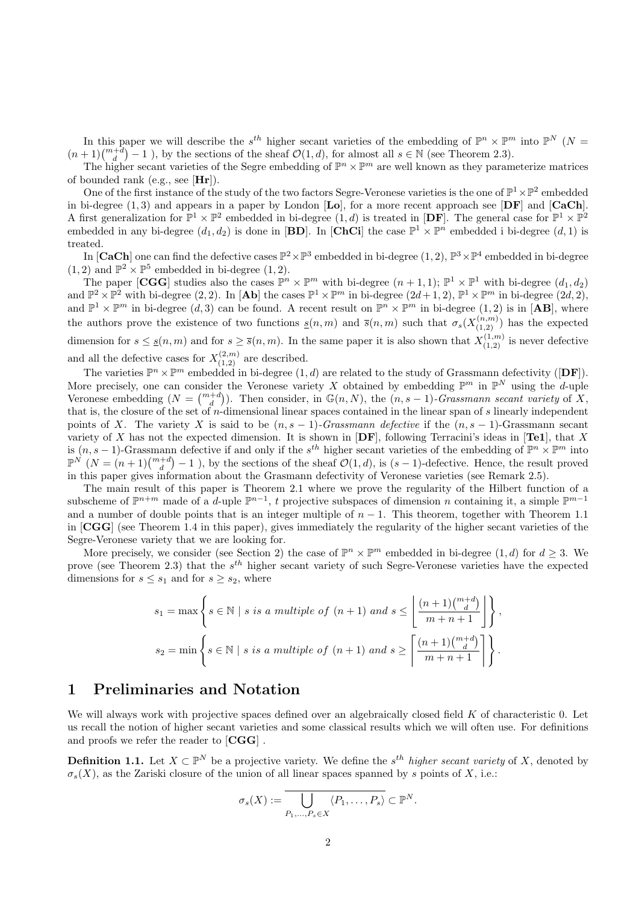In this paper we will describe the $s^{th}$ higher secant varieties of the embedding of $\mathbb{P}^n \times \mathbb{P}^m$ into $\mathbb{P}^N$ ($N = (n+1)\binom{m+d}{d} - 1$ ), by the sections of the sheaf $\mathcal{O}(1,d)$, for almost all $s \in \mathbb{N}$ (see Theorem 2.3).

The higher secant varieties of the Segre embedding of $\mathbb{P}^n \times \mathbb{P}^m$ are well known as they parameterize matrices of bounded rank (e.g., see [**Hr**]).

One of the first instance of the study of the two factors Segre-Veronese varieties is the one of $\mathbb{P}^1 \times \mathbb{P}^2$ embedded in bi-degree $(1,3)$ and appears in a paper by London [**Lo**], for a more recent approach see [**DF**] and [**CaCh**]. A first generalization for $\mathbb{P}^1 \times \mathbb{P}^2$ embedded in bi-degree $(1,d)$ is treated in [**DF**]. The general case for $\mathbb{P}^1 \times \mathbb{P}^2$ embedded in any bi-degree $(d_1,d_2)$ is done in [**BD**]. In [**ChCi**] the case $\mathbb{P}^1 \times \mathbb{P}^n$ embedded i bi-degree $(d,1)$ is treated.

In [**CaCh**] one can find the defective cases $\mathbb{P}^2 \times \mathbb{P}^3$ embedded in bi-degree $(1,2)$, $\mathbb{P}^3 \times \mathbb{P}^4$ embedded in bi-degree $(1,2)$ and $\mathbb{P}^2 \times \mathbb{P}^5$ embedded in bi-degree $(1,2)$.

The paper [**CGG**] studies also the cases $\mathbb{P}^n \times \mathbb{P}^m$ with bi-degree $(n+1,1)$; $\mathbb{P}^1 \times \mathbb{P}^1$ with bi-degree $(d_1,d_2)$ and $\mathbb{P}^2 \times \mathbb{P}^2$ with bi-degree $(2,2)$. In [**Ab**] the cases $\mathbb{P}^1 \times \mathbb{P}^m$ in bi-degree $(2d+1,2)$, $\mathbb{P}^1 \times \mathbb{P}^m$ in bi-degree $(2d,2)$, and $\mathbb{P}^1 \times \mathbb{P}^m$ in bi-degree $(d,3)$ can be found. A recent result on $\mathbb{P}^n \times \mathbb{P}^m$ in bi-degree $(1,2)$ is in [**AB**], where the authors prove the existence of two functions $\underline{s}(n,m)$ and $\overline{s}(n,m)$ such that $\sigma_s(X^{(n,m)}_{(1,2)})$ has the expected dimension for $s \leq \underline{s}(n,m)$ and for $s \geq \overline{s}(n,m)$. In the same paper it is also shown that $X^{(1,m)}_{(1,2)}$ is never defective and all the defective cases for $X^{(2,m)}_{(1,2)}$ are described.

The varieties $\mathbb{P}^n \times \mathbb{P}^m$ embedded in bi-degree $(1,d)$ are related to the study of Grassmann defectivity ([**DF**]). More precisely, one can consider the Veronese variety $X$ obtained by embedding $\mathbb{P}^m$ in $\mathbb{P}^N$ using the $d$-uple Veronese embedding ($N = \binom{m+d}{d}$). Then consider, in $\mathbb{G}(n,N)$, the $(n,s-1)$-*Grassmann secant variety* of $X$, that is, the closure of the set of $n$-dimensional linear spaces contained in the linear span of $s$ linearly independent points of $X$. The variety $X$ is said to be $(n,s-1)$-*Grassmann defective* if the $(n,s-1)$-Grassmann secant variety of $X$ has not the expected dimension. It is shown in [**DF**], following Terracini's ideas in [**Te1**], that $X$ is $(n,s-1)$-Grassmann defective if and only if the $s^{th}$ higher secant varieties of the embedding of $\mathbb{P}^n \times \mathbb{P}^m$ into $\mathbb{P}^N$ ($N = (n+1)\binom{m+d}{d} - 1$ ), by the sections of the sheaf $\mathcal{O}(1,d)$, is $(s-1)$-defective. Hence, the result proved in this paper gives information about the Grasmann defectivity of Veronese varieties (see Remark 2.5).

The main result of this paper is Theorem 2.1 where we prove the regularity of the Hilbert function of a subscheme of $\mathbb{P}^{n+m}$ made of a $d$-uple $\mathbb{P}^{n-1}$, $t$ projective subspaces of dimension $n$ containing it, a simple $\mathbb{P}^{m-1}$ and a number of double points that is an integer multiple of $n-1$. This theorem, together with Theorem 1.1 in [**CGG**] (see Theorem 1.4 in this paper), gives immediately the regularity of the higher secant varieties of the Segre-Veronese variety that we are looking for.

More precisely, we consider (see Section 2) the case of $\mathbb{P}^n \times \mathbb{P}^m$ embedded in bi-degree $(1,d)$ for $d \geq 3$. We prove (see Theorem 2.3) that the $s^{th}$ higher secant variety of such Segre-Veronese varieties have the expected dimensions for $s \leq s_1$ and for $s \geq s_2$, where

$$s_1 = \max\left\{ s \in \mathbb{N} \mid s \textit{ is a multiple of } (n+1) \textit{ and } s \leq \left\lfloor \frac{(n+1)\binom{m+d}{d}}{m+n+1} \right\rfloor \right\},$$

$$s_2 = \min\left\{ s \in \mathbb{N} \mid s \textit{ is a multiple of } (n+1) \textit{ and } s \geq \left\lceil \frac{(n+1)\binom{m+d}{d}}{m+n+1} \right\rceil \right\}.$$

# 1 Preliminaries and Notation

We will always work with projective spaces defined over an algebraically closed field $K$ of characteristic 0. Let us recall the notion of higher secant varieties and some classical results which we will often use. For definitions and proofs we refer the reader to [**CGG**] .

**Definition 1.1.** Let $X \subset \mathbb{P}^N$ be a projective variety. We define the $s^{th}$ *higher secant variety* of $X$, denoted by $\sigma_s(X)$, as the Zariski closure of the union of all linear spaces spanned by $s$ points of $X$, i.e.:

$$\sigma_s(X) := \overline{\bigcup_{P_1,\ldots,P_s \in X} \langle P_1, \ldots, P_s \rangle} \subset \mathbb{P}^N.$$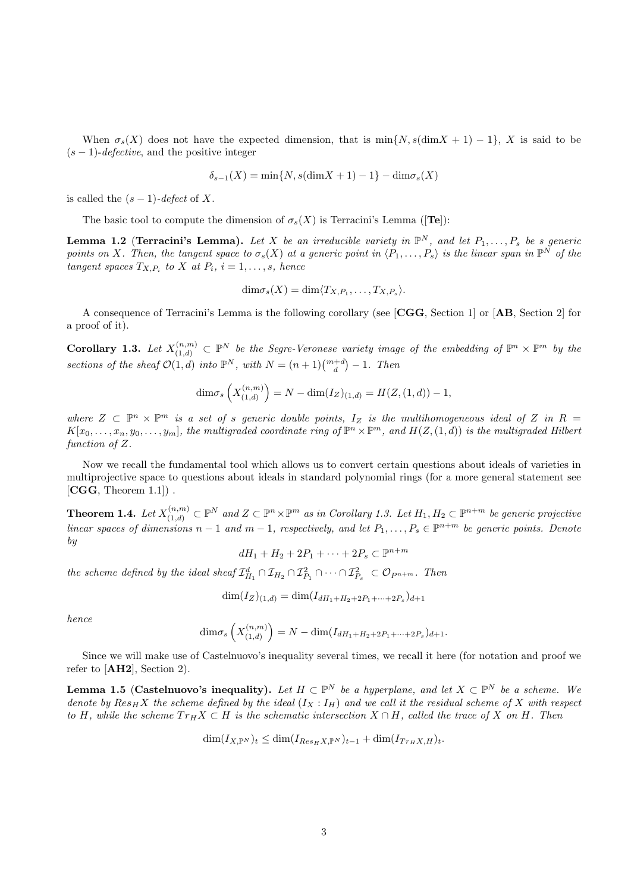When $\sigma_s(X)$ does not have the expected dimension, that is $\min\{N, s(\dim X+1)-1\}$, $X$ is said to be $(s-1)$-*defective*, and the positive integer

$$\delta_{s-1}(X) = \min\{N, s(\dim X+1)-1\} - \dim\sigma_s(X)$$

is called the $(s-1)$-*defect* of $X$.

The basic tool to compute the dimension of $\sigma_s(X)$ is Terracini's Lemma ([**Te**]):

**Lemma 1.2** (**Terracini's Lemma).** *Let $X$ be an irreducible variety in $\mathbb{P}^N$, and let $P_1, \ldots, P_s$ be $s$ generic points on $X$. Then, the tangent space to $\sigma_s(X)$ at a generic point in $\langle P_1, \ldots, P_s\rangle$ is the linear span in $\mathbb{P}^N$ of the tangent spaces $T_{X,P_i}$ to $X$ at $P_i$, $i = 1, \ldots, s$, hence*

$$\dim\sigma_s(X) = \dim\langle T_{X,P_1}, \ldots, T_{X,P_s}\rangle.$$

A consequence of Terracini's Lemma is the following corollary (see [**CGG**, Section 1] or [**AB**, Section 2] for a proof of it).

**Corollary 1.3.** *Let $X^{(n,m)}_{(1,d)} \subset \mathbb{P}^N$ be the Segre-Veronese variety image of the embedding of $\mathbb{P}^n \times \mathbb{P}^m$ by the sections of the sheaf $\mathcal{O}(1,d)$ into $\mathbb{P}^N$, with $N = (n+1)\binom{m+d}{d} - 1$. Then*

$$\dim\sigma_s\left(X^{(n,m)}_{(1,d)}\right) = N - \dim(I_Z)_{(1,d)} = H(Z,(1,d)) - 1,$$

*where $Z \subset \mathbb{P}^n \times \mathbb{P}^m$ is a set of $s$ generic double points, $I_Z$ is the multihomogeneous ideal of $Z$ in $R = K[x_0, \ldots, x_n, y_0, \ldots, y_m]$, the multigraded coordinate ring of $\mathbb{P}^n \times \mathbb{P}^m$, and $H(Z,(1,d))$ is the multigraded Hilbert function of $Z$.*

Now we recall the fundamental tool which allows us to convert certain questions about ideals of varieties in multiprojective space to questions about ideals in standard polynomial rings (for a more general statement see [**CGG**, Theorem 1.1]) .

**Theorem 1.4.** *Let $X^{(n,m)}_{(1,d)} \subset \mathbb{P}^N$ and $Z \subset \mathbb{P}^n \times \mathbb{P}^m$ as in Corollary 1.3. Let $H_1, H_2 \subset \mathbb{P}^{n+m}$ be generic projective linear spaces of dimensions $n-1$ and $m-1$, respectively, and let $P_1, \ldots, P_s \in \mathbb{P}^{n+m}$ be generic points. Denote by*

$$dH_1 + H_2 + 2P_1 + \cdots + 2P_s \subset \mathbb{P}^{n+m}$$

*the scheme defined by the ideal sheaf $\mathcal{I}^d_{H_1} \cap \mathcal{I}_{H_2} \cap \mathcal{I}^2_{P_1} \cap \cdots \cap \mathcal{I}^2_{P_s} \subset \mathcal{O}_{P^{n+m}}$. Then*

$$\dim(I_Z)_{(1,d)} = \dim(I_{dH_1+H_2+2P_1+\cdots+2P_s})_{d+1}$$

*hence*

$$\dim\sigma_s\left(X^{(n,m)}_{(1,d)}\right) = N - \dim(I_{dH_1+H_2+2P_1+\cdots+2P_s})_{d+1}.$$

Since we will make use of Castelnuovo's inequality several times, we recall it here (for notation and proof we refer to [**AH2**], Section 2).

**Lemma 1.5** (**Castelnuovo's inequality).** *Let $H \subset \mathbb{P}^N$ be a hyperplane, and let $X \subset \mathbb{P}^N$ be a scheme. We denote by $Res_H X$ the scheme defined by the ideal $(I_X : I_H)$ and we call it the residual scheme of $X$ with respect to $H$, while the scheme $Tr_H X \subset H$ is the schematic intersection $X \cap H$, called the trace of $X$ on $H$. Then*

$$\dim(I_{X,\mathbb{P}^N})_t \leq \dim(I_{Res_H X,\mathbb{P}^N})_{t-1} + \dim(I_{Tr_H X,H})_t.$$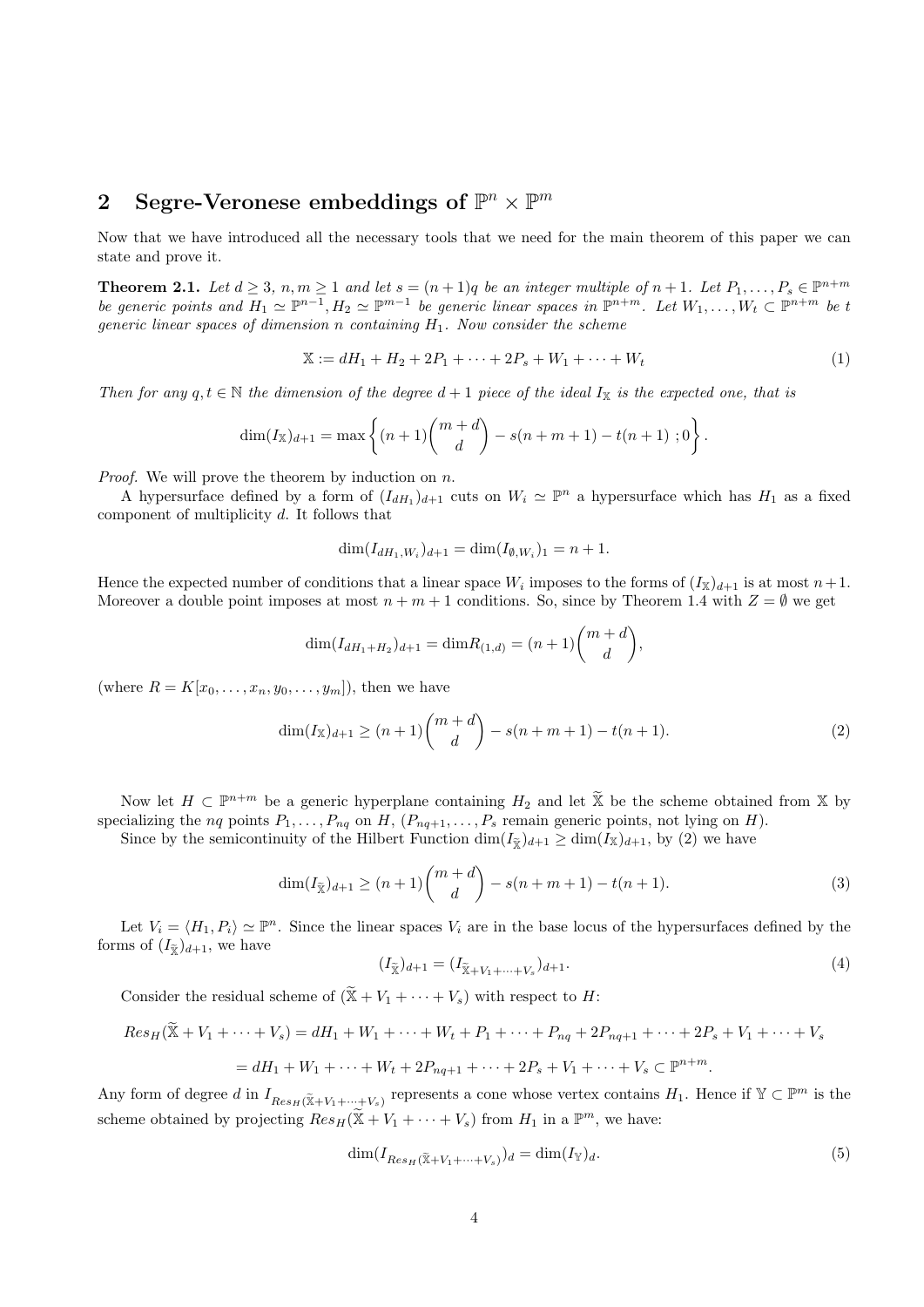## 2 Segre-Veronese embeddings of $\mathbb{P}^n \times \mathbb{P}^m$

Now that we have introduced all the necessary tools that we need for the main theorem of this paper we can state and prove it.

**Theorem 2.1.** *Let $d \geq 3$, $n, m \geq 1$ and let $s = (n+1)q$ be an integer multiple of $n+1$. Let $P_1, \ldots, P_s \in \mathbb{P}^{n+m}$ be generic points and $H_1 \simeq \mathbb{P}^{n-1}, H_2 \simeq \mathbb{P}^{m-1}$ be generic linear spaces in $\mathbb{P}^{n+m}$. Let $W_1, \ldots, W_t \subset \mathbb{P}^{n+m}$ be $t$ generic linear spaces of dimension $n$ containing $H_1$. Now consider the scheme*

$$\mathbb{X} := dH_1 + H_2 + 2P_1 + \cdots + 2P_s + W_1 + \cdots + W_t \tag{1}$$

*Then for any $q, t \in \mathbb{N}$ the dimension of the degree $d+1$ piece of the ideal $I_{\mathbb{X}}$ is the expected one, that is*

$$\dim(I_{\mathbb{X}})_{d+1} = \max\left\{ (n+1)\binom{m+d}{d} - s(n+m+1) - t(n+1) \; ; 0 \right\}.$$

*Proof.* We will prove the theorem by induction on $n$.

A hypersurface defined by a form of $(I_{dH_1})_{d+1}$ cuts on $W_i \simeq \mathbb{P}^n$ a hypersurface which has $H_1$ as a fixed component of multiplicity $d$. It follows that

$$\dim(I_{dH_1, W_i})_{d+1} = \dim(I_{\emptyset, W_i})_1 = n+1.$$

Hence the expected number of conditions that a linear space $W_i$ imposes to the forms of $(I_{\mathbb{X}})_{d+1}$ is at most $n+1$. Moreover a double point imposes at most $n+m+1$ conditions. So, since by Theorem 1.4 with $Z = \emptyset$ we get

$$\dim(I_{dH_1+H_2})_{d+1} = \dim R_{(1,d)} = (n+1)\binom{m+d}{d},$$

(where $R = K[x_0, \ldots, x_n, y_0, \ldots, y_m]$), then we have

$$\dim(I_{\mathbb{X}})_{d+1} \geq (n+1)\binom{m+d}{d} - s(n+m+1) - t(n+1). \tag{2}$$

Now let $H \subset \mathbb{P}^{n+m}$ be a generic hyperplane containing $H_2$ and let $\widetilde{\mathbb{X}}$ be the scheme obtained from $\mathbb{X}$ by specializing the $nq$ points $P_1, \ldots, P_{nq}$ on $H$, ($P_{nq+1}, \ldots, P_s$ remain generic points, not lying on $H$).

Since by the semicontinuity of the Hilbert Function $\dim(I_{\widetilde{\mathbb{X}}})_{d+1} \geq \dim(I_{\mathbb{X}})_{d+1}$, by (2) we have

$$\dim(I_{\widetilde{\mathbb{X}}})_{d+1} \geq (n+1)\binom{m+d}{d} - s(n+m+1) - t(n+1). \tag{3}$$

Let $V_i = \langle H_1, P_i \rangle \simeq \mathbb{P}^n$. Since the linear spaces $V_i$ are in the base locus of the hypersurfaces defined by the forms of $(I_{\widetilde{\mathbb{X}}})_{d+1}$, we have

$$(I_{\widetilde{\mathbb{X}}})_{d+1} = (I_{\widetilde{\mathbb{X}}+V_1+\cdots+V_s})_{d+1}. \tag{4}$$

Consider the residual scheme of $(\widetilde{\mathbb{X}} + V_1 + \cdots + V_s)$ with respect to $H$:

$$Res_H(\widetilde{\mathbb{X}} + V_1 + \cdots + V_s) = dH_1 + W_1 + \cdots + W_t + P_1 + \cdots + P_{nq} + 2P_{nq+1} + \cdots + 2P_s + V_1 + \cdots + V_s$$

$$= dH_1 + W_1 + \cdots + W_t + 2P_{nq+1} + \cdots + 2P_s + V_1 + \cdots + V_s \subset \mathbb{P}^{n+m}.$$

Any form of degree $d$ in $I_{Res_H(\widetilde{\mathbb{X}}+V_1+\cdots+V_s)}$ represents a cone whose vertex contains $H_1$. Hence if $\mathbb{Y} \subset \mathbb{P}^m$ is the scheme obtained by projecting $Res_H(\widetilde{\mathbb{X}} + V_1 + \cdots + V_s)$ from $H_1$ in a $\mathbb{P}^m$, we have:

$$\dim(I_{Res_H(\widetilde{\mathbb{X}}+V_1+\cdots+V_s)})_d = \dim(I_{\mathbb{Y}})_d. \tag{5}$$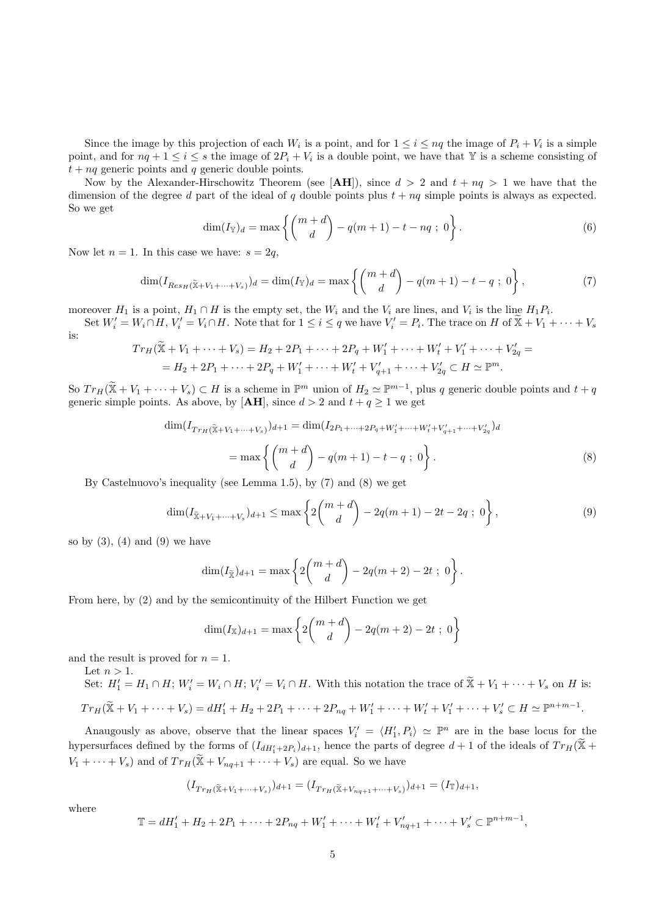Since the image by this projection of each $W_i$ is a point, and for $1 \le i \le nq$ the image of $P_i + V_i$ is a simple point, and for $nq+1 \le i \le s$ the image of $2P_i + V_i$ is a double point, we have that $\mathbb{Y}$ is a scheme consisting of $t + nq$ generic points and $q$ generic double points.

Now by the Alexander-Hirschowitz Theorem (see [**AH**]), since $d > 2$ and $t + nq > 1$ we have that the dimension of the degree $d$ part of the ideal of $q$ double points plus $t + nq$ simple points is always as expected. So we get

$$\dim(I_{\mathbb{Y}})_d = \max\left\{ \binom{m+d}{d} - q(m+1) - t - nq \; ; \; 0 \right\}. \tag{6}$$

Now let $n = 1$. In this case we have: $s = 2q$,

$$\dim(I_{Res_H(\widetilde{\mathbb{X}}+V_1+\cdots+V_s)})_d = \dim(I_{\mathbb{Y}})_d = \max\left\{ \binom{m+d}{d} - q(m+1) - t - q \; ; \; 0 \right\}, \tag{7}$$

moreover $H_1$ is a point, $H_1 \cap H$ is the empty set, the $W_i$ and the $V_i$ are lines, and $V_i$ is the line $H_1P_i$.

Set $W_i' = W_i \cap H$, $V_i' = V_i \cap H$. Note that for $1 \le i \le q$ we have $V_i' = P_i$. The trace on $H$ of $\widetilde{\mathbb{X}} + V_1 + \cdots + V_s$ is:

$$Tr_H(\widetilde{\mathbb{X}} + V_1 + \cdots + V_s) = H_2 + 2P_1 + \cdots + 2P_q + W_1' + \cdots + W_t' + V_1' + \cdots + V_{2q}' =$$
$$= H_2 + 2P_1 + \cdots + 2P_q + W_1' + \cdots + W_t' + V_{q+1}' + \cdots + V_{2q}' \subset H \simeq \mathbb{P}^m.$$

So $Tr_H(\widetilde{\mathbb{X}} + V_1 + \cdots + V_s) \subset H$ is a scheme in $\mathbb{P}^m$ union of $H_2 \simeq \mathbb{P}^{m-1}$, plus $q$ generic double points and $t + q$ generic simple points. As above, by [**AH**], since $d > 2$ and $t + q \ge 1$ we get

$$\dim(I_{Tr_H(\widetilde{\mathbb{X}}+V_1+\cdots+V_s)})_{d+1} = \dim(I_{2P_1+\cdots+2P_q+W_1'+\cdots+W_t'+V_{q+1}'+\cdots+V_{2q}'})_d$$
$$= \max\left\{ \binom{m+d}{d} - q(m+1) - t - q \; ; \; 0 \right\}. \tag{8}$$

By Castelnuovo's inequality (see Lemma 1.5), by (7) and (8) we get

$$\dim(I_{\widetilde{\mathbb{X}}+V_1+\cdots+V_s})_{d+1} \le \max\left\{ 2\binom{m+d}{d} - 2q(m+1) - 2t - 2q \; ; \; 0 \right\}, \tag{9}$$

so by (3), (4) and (9) we have

$$\dim(I_{\widetilde{\mathbb{X}}})_{d+1} = \max\left\{ 2\binom{m+d}{d} - 2q(m+2) - 2t \; ; \; 0 \right\}.$$

From here, by (2) and by the semicontinuity of the Hilbert Function we get

$$\dim(I_{\mathbb{X}})_{d+1} = \max\left\{ 2\binom{m+d}{d} - 2q(m+2) - 2t \; ; \; 0 \right\}$$

and the result is proved for $n = 1$.

Let $n > 1$.

Set: $H_1' = H_1 \cap H$; $W_i' = W_i \cap H$; $V_i' = V_i \cap H$. With this notation the trace of $\widetilde{\mathbb{X}} + V_1 + \cdots + V_s$ on $H$ is:

$$Tr_H(\widetilde{\mathbb{X}} + V_1 + \cdots + V_s) = dH_1' + H_2 + 2P_1 + \cdots + 2P_{nq} + W_1' + \cdots + W_t' + V_1' + \cdots + V_s' \subset H \simeq \mathbb{P}^{n+m-1}.$$

Anaugously as above, observe that the linear spaces $V_i' = \langle H_1', P_i \rangle \simeq \mathbb{P}^n$ are in the base locus for the hypersurfaces defined by the forms of $(I_{dH_1'+2P_i})_{d+1}$, hence the parts of degree $d+1$ of the ideals of $Tr_H(\widetilde{\mathbb{X}} + V_1 + \cdots + V_s)$ and of $Tr_H(\widetilde{\mathbb{X}} + V_{nq+1} + \cdots + V_s)$ are equal. So we have

$$(I_{Tr_H(\widetilde{\mathbb{X}}+V_1+\cdots+V_s)})_{d+1} = (I_{Tr_H(\widetilde{\mathbb{X}}+V_{nq+1}+\cdots+V_s)})_{d+1} = (I_{\mathbb{T}})_{d+1},$$

where

$$\mathbb{T} = dH_1' + H_2 + 2P_1 + \cdots + 2P_{nq} + W_1' + \cdots + W_t' + V_{nq+1}' + \cdots + V_s' \subset \mathbb{P}^{n+m-1},$$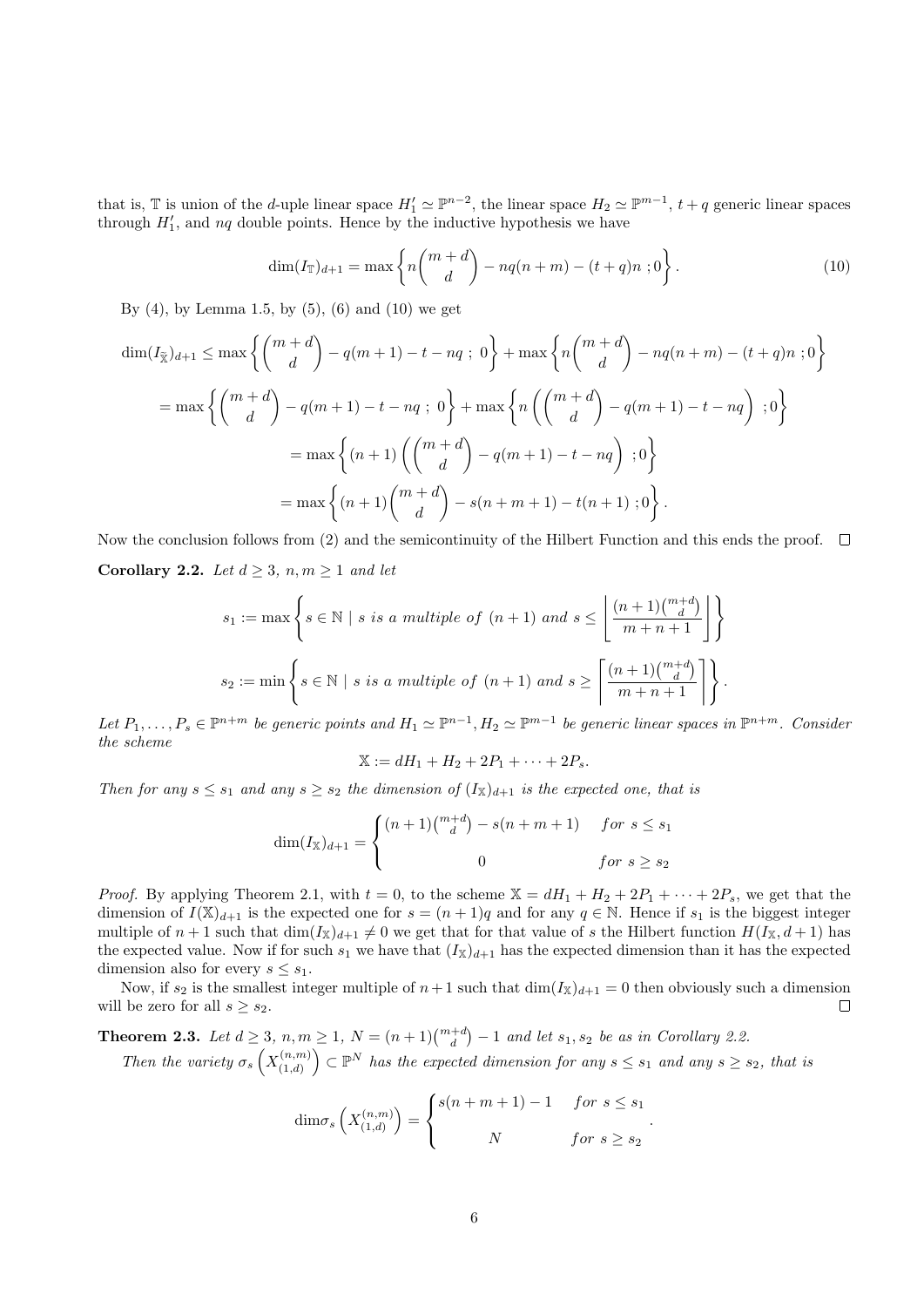that is, $\mathbb{T}$ is union of the $d$-uple linear space $H_1' \simeq \mathbb{P}^{n-2}$, the linear space $H_2 \simeq \mathbb{P}^{m-1}$, $t+q$ generic linear spaces through $H_1'$, and $nq$ double points. Hence by the inductive hypothesis we have

$$\dim(I_{\mathbb{T}})_{d+1} = \max\left\{ n\binom{m+d}{d} - nq(n+m) - (t+q)n \; ; 0 \right\}. \tag{10}$$

By (4), by Lemma 1.5, by (5), (6) and (10) we get

$$\dim(I_{\widetilde{\mathbb{X}}})_{d+1} \leq \max\left\{ \binom{m+d}{d} - q(m+1) - t - nq \; ; \; 0 \right\} + \max\left\{ n\binom{m+d}{d} - nq(n+m) - (t+q)n \; ; 0 \right\}$$

$$= \max\left\{ \binom{m+d}{d} - q(m+1) - t - nq \; ; \; 0 \right\} + \max\left\{ n\left( \binom{m+d}{d} - q(m+1) - t - nq \right) \; ; 0 \right\}$$

$$= \max\left\{ (n+1)\left( \binom{m+d}{d} - q(m+1) - t - nq \right) \; ; 0 \right\}$$

$$= \max\left\{ (n+1)\binom{m+d}{d} - s(n+m+1) - t(n+1) \; ; 0 \right\}.$$

Now the conclusion follows from (2) and the semicontinuity of the Hilbert Function and this ends the proof. $\square$

**Corollary 2.2.** *Let $d \geq 3$, $n, m \geq 1$ and let*

$$s_1 := \max\left\{ s \in \mathbb{N} \mid s \text{ is a multiple of } (n+1) \text{ and } s \leq \left\lfloor \frac{(n+1)\binom{m+d}{d}}{m+n+1} \right\rfloor \right\}$$

$$s_2 := \min\left\{ s \in \mathbb{N} \mid s \text{ is a multiple of } (n+1) \text{ and } s \geq \left\lceil \frac{(n+1)\binom{m+d}{d}}{m+n+1} \right\rceil \right\}.$$

*Let $P_1, \ldots, P_s \in \mathbb{P}^{n+m}$ be generic points and $H_1 \simeq \mathbb{P}^{n-1}, H_2 \simeq \mathbb{P}^{m-1}$ be generic linear spaces in $\mathbb{P}^{n+m}$. Consider the scheme*

$$\mathbb{X} := dH_1 + H_2 + 2P_1 + \cdots + 2P_s.$$

*Then for any $s \leq s_1$ and any $s \geq s_2$ the dimension of $(I_{\mathbb{X}})_{d+1}$ is the expected one, that is*

$$\dim(I_{\mathbb{X}})_{d+1} = \begin{cases} (n+1)\binom{m+d}{d} - s(n+m+1) & \text{for } s \leq s_1 \\ 0 & \text{for } s \geq s_2 \end{cases}$$

*Proof.* By applying Theorem 2.1, with $t = 0$, to the scheme $\mathbb{X} = dH_1 + H_2 + 2P_1 + \cdots + 2P_s$, we get that the dimension of $I(\mathbb{X})_{d+1}$ is the expected one for $s = (n+1)q$ and for any $q \in \mathbb{N}$. Hence if $s_1$ is the biggest integer multiple of $n+1$ such that $\dim(I_{\mathbb{X}})_{d+1} \neq 0$ we get that for that value of $s$ the Hilbert function $H(I_{\mathbb{X}}, d+1)$ has the expected value. Now if for such $s_1$ we have that $(I_{\mathbb{X}})_{d+1}$ has the expected dimension than it has the expected dimension also for every $s \leq s_1$.

Now, if $s_2$ is the smallest integer multiple of $n+1$ such that $\dim(I_{\mathbb{X}})_{d+1} = 0$ then obviously such a dimension will be zero for all $s \geq s_2$. $\square$

**Theorem 2.3.** *Let $d \geq 3$, $n, m \geq 1$, $N = (n+1)\binom{m+d}{d} - 1$ and let $s_1, s_2$ be as in Corollary 2.2.*

*Then the variety $\sigma_s\left(X_{(1,d)}^{(n,m)}\right) \subset \mathbb{P}^N$ has the expected dimension for any $s \leq s_1$ and any $s \geq s_2$, that is*

$$\dim\sigma_s\left(X_{(1,d)}^{(n,m)}\right) = \begin{cases} s(n+m+1) - 1 & \text{for } s \leq s_1 \\ N & \text{for } s \geq s_2 \end{cases}.$$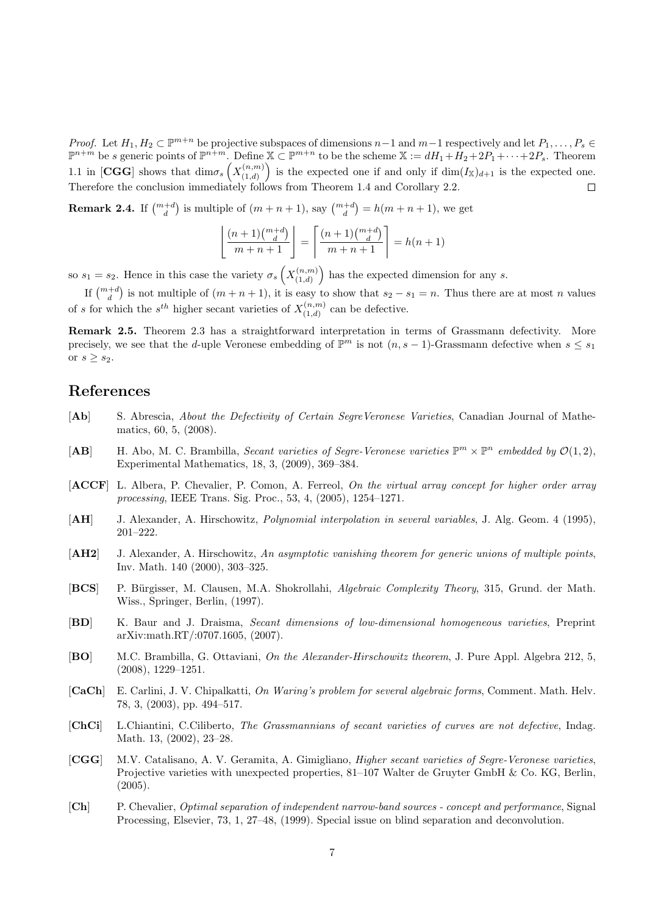*Proof.* Let $H_1, H_2 \subset \mathbb{P}^{m+n}$ be projective subspaces of dimensions $n-1$ and $m-1$ respectively and let $P_1, \ldots, P_s \in \mathbb{P}^{n+m}$ be $s$ generic points of $\mathbb{P}^{n+m}$. Define $\mathbb{X} \subset \mathbb{P}^{m+n}$ to be the scheme $\mathbb{X} := dH_1 + H_2 + 2P_1 + \cdots + 2P_s$. Theorem 1.1 in [**CGG**] shows that $\dim \sigma_s \left( X^{(n,m)}_{(1,d)} \right)$ is the expected one if and only if $\dim (I_{\mathbb{X}})_{d+1}$ is the expected one. Therefore the conclusion immediately follows from Theorem 1.4 and Corollary 2.2. $\square$

**Remark 2.4.** If $\binom{m+d}{d}$ is multiple of $(m+n+1)$, say $\binom{m+d}{d} = h(m+n+1)$, we get

$$\left\lfloor \frac{(n+1)\binom{m+d}{d}}{m+n+1} \right\rfloor = \left\lceil \frac{(n+1)\binom{m+d}{d}}{m+n+1} \right\rceil = h(n+1)$$

so $s_1 = s_2$. Hence in this case the variety $\sigma_s \left( X^{(n,m)}_{(1,d)} \right)$ has the expected dimension for any $s$.

If $\binom{m+d}{d}$ is not multiple of $(m+n+1)$, it is easy to show that $s_2 - s_1 = n$. Thus there are at most $n$ values of $s$ for which the $s^{th}$ higher secant varieties of $X^{(n,m)}_{(1,d)}$ can be defective.

**Remark 2.5.** Theorem 2.3 has a straightforward interpretation in terms of Grassmann defectivity. More precisely, we see that the $d$-uple Veronese embedding of $\mathbb{P}^m$ is not $(n, s-1)$-Grassmann defective when $s \leq s_1$ or $s \geq s_2$.

# References

- [**Ab**] S. Abrescia, *About the Defectivity of Certain SegreVeronese Varieties*, Canadian Journal of Mathematics, 60, 5, (2008).
- [**AB**] H. Abo, M. C. Brambilla, *Secant varieties of Segre-Veronese varieties $\mathbb{P}^m \times \mathbb{P}^n$ embedded by $\mathcal{O}(1,2)$*, Experimental Mathematics, 18, 3, (2009), 369–384.
- [**ACCF**] L. Albera, P. Chevalier, P. Comon, A. Ferreol, *On the virtual array concept for higher order array processing*, IEEE Trans. Sig. Proc., 53, 4, (2005), 1254–1271.
- [**AH**] J. Alexander, A. Hirschowitz, *Polynomial interpolation in several variables*, J. Alg. Geom. 4 (1995), 201–222.
- [**AH2**] J. Alexander, A. Hirschowitz, *An asymptotic vanishing theorem for generic unions of multiple points*, Inv. Math. 140 (2000), 303–325.
- [**BCS**] P. Bürgisser, M. Clausen, M.A. Shokrollahi, *Algebraic Complexity Theory*, 315, Grund. der Math. Wiss., Springer, Berlin, (1997).
- [**BD**] K. Baur and J. Draisma, *Secant dimensions of low-dimensional homogeneous varieties*, Preprint arXiv:math.RT/:0707.1605, (2007).
- [**BO**] M.C. Brambilla, G. Ottaviani, *On the Alexander-Hirschowitz theorem*, J. Pure Appl. Algebra 212, 5, (2008), 1229–1251.
- [**CaCh**] E. Carlini, J. V. Chipalkatti, *On Waring's problem for several algebraic forms*, Comment. Math. Helv. 78, 3, (2003), pp. 494–517.
- [**ChCi**] L.Chiantini, C.Ciliberto, *The Grassmannians of secant varieties of curves are not defective*, Indag. Math. 13, (2002), 23–28.
- [**CGG**] M.V. Catalisano, A. V. Geramita, A. Gimigliano, *Higher secant varieties of Segre-Veronese varieties*, Projective varieties with unexpected properties, 81–107 Walter de Gruyter GmbH & Co. KG, Berlin, (2005).
- [**Ch**] P. Chevalier, *Optimal separation of independent narrow-band sources - concept and performance*, Signal Processing, Elsevier, 73, 1, 27–48, (1999). Special issue on blind separation and deconvolution.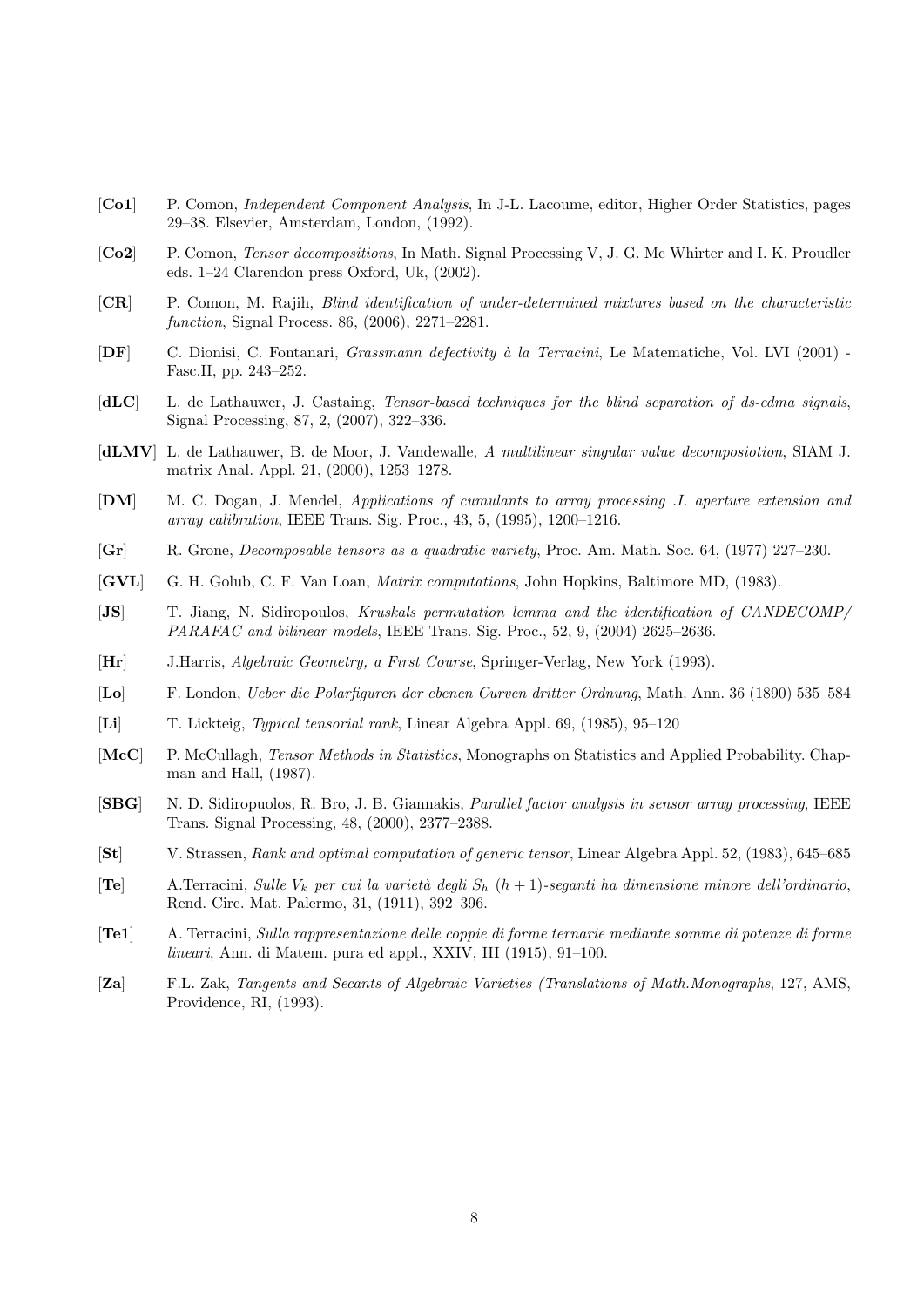[**Co1**] P. Comon, *Independent Component Analysis*, In J-L. Lacoume, editor, Higher Order Statistics, pages 29–38. Elsevier, Amsterdam, London, (1992).

[**Co2**] P. Comon, *Tensor decompositions*, In Math. Signal Processing V, J. G. Mc Whirter and I. K. Proudler eds. 1–24 Clarendon press Oxford, Uk, (2002).

[**CR**] P. Comon, M. Rajih, *Blind identification of under-determined mixtures based on the characteristic function*, Signal Process. 86, (2006), 2271–2281.

[**DF**] C. Dionisi, C. Fontanari, *Grassmann defectivity à la Terracini*, Le Matematiche, Vol. LVI (2001) - Fasc.II, pp. 243–252.

[**dLC**] L. de Lathauwer, J. Castaing, *Tensor-based techniques for the blind separation of ds-cdma signals*, Signal Processing, 87, 2, (2007), 322–336.

[**dLMV**] L. de Lathauwer, B. de Moor, J. Vandewalle, *A multilinear singular value decomposiotion*, SIAM J. matrix Anal. Appl. 21, (2000), 1253–1278.

[**DM**] M. C. Dogan, J. Mendel, *Applications of cumulants to array processing .I. aperture extension and array calibration*, IEEE Trans. Sig. Proc., 43, 5, (1995), 1200–1216.

[**Gr**] R. Grone, *Decomposable tensors as a quadratic variety*, Proc. Am. Math. Soc. 64, (1977) 227–230.

[**GVL**] G. H. Golub, C. F. Van Loan, *Matrix computations*, John Hopkins, Baltimore MD, (1983).

[**JS**] T. Jiang, N. Sidiropoulos, *Kruskals permutation lemma and the identification of CANDECOMP/ PARAFAC and bilinear models*, IEEE Trans. Sig. Proc., 52, 9, (2004) 2625–2636.

[**Hr**] J.Harris, *Algebraic Geometry, a First Course*, Springer-Verlag, New York (1993).

[**Lo**] F. London, *Ueber die Polarfiguren der ebenen Curven dritter Ordnung*, Math. Ann. 36 (1890) 535–584

[**Li**] T. Lickteig, *Typical tensorial rank*, Linear Algebra Appl. 69, (1985), 95–120

[**McC**] P. McCullagh, *Tensor Methods in Statistics*, Monographs on Statistics and Applied Probability. Chapman and Hall, (1987).

[**SBG**] N. D. Sidiropuolos, R. Bro, J. B. Giannakis, *Parallel factor analysis in sensor array processing*, IEEE Trans. Signal Processing, 48, (2000), 2377–2388.

[**St**] V. Strassen, *Rank and optimal computation of generic tensor*, Linear Algebra Appl. 52, (1983), 645–685

[**Te**] A.Terracini, *Sulle $V_k$ per cui la varietà degli $S_h$ $(h+1)$-seganti ha dimensione minore dell'ordinario*, Rend. Circ. Mat. Palermo, 31, (1911), 392–396.

[**Te1**] A. Terracini, *Sulla rappresentazione delle coppie di forme ternarie mediante somme di potenze di forme lineari*, Ann. di Matem. pura ed appl., XXIV, III (1915), 91–100.

[**Za**] F.L. Zak, *Tangents and Secants of Algebraic Varieties (Translations of Math.Monographs*, 127, AMS, Providence, RI, (1993).